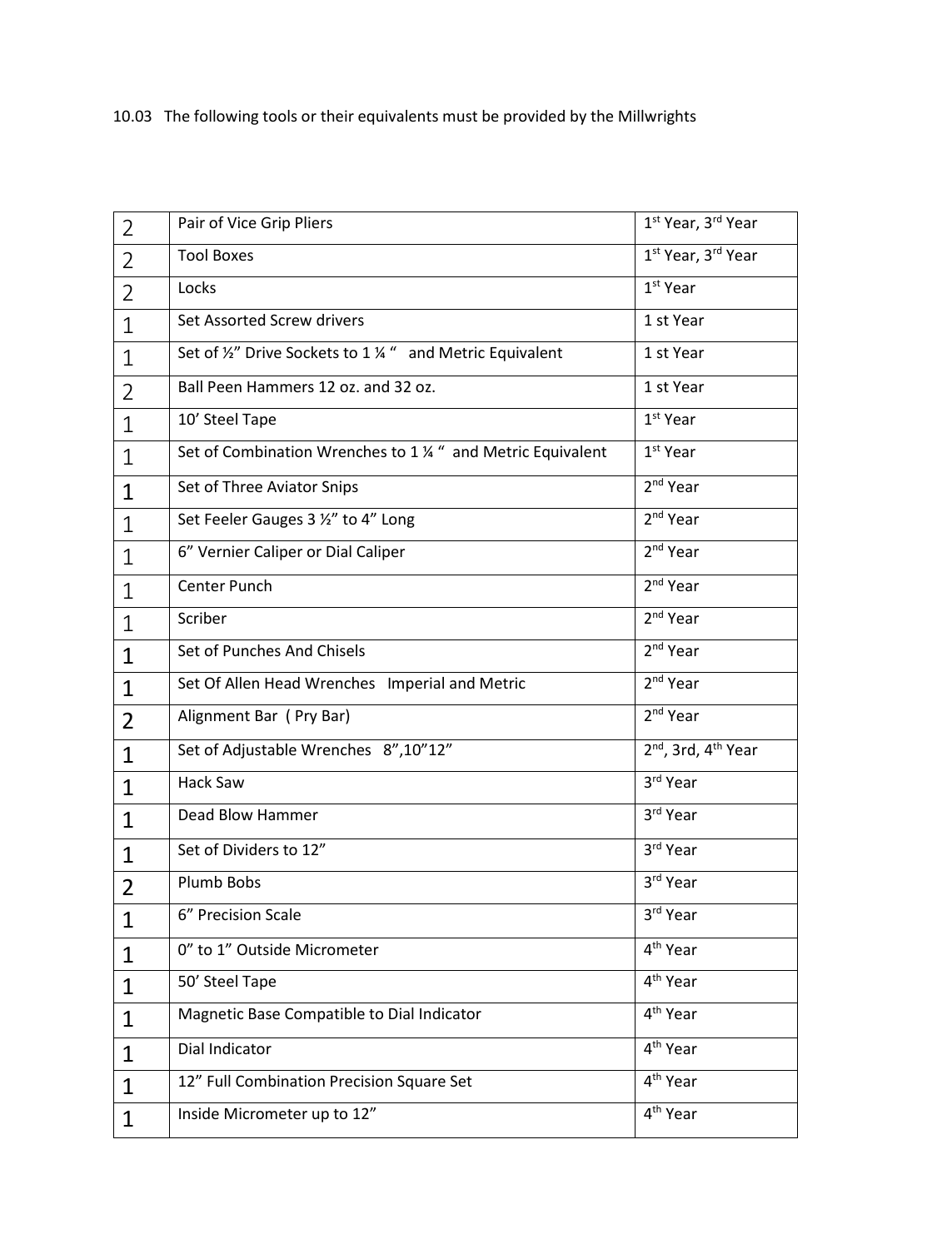10.03 The following tools or their equivalents must be provided by the Millwrights

| | | |
|---|---|---|
| 2 | Pair of Vice Grip Pliers | 1st Year, 3rd Year |
| 2 | Tool Boxes | 1st Year, 3rd Year |
| 2 | Locks | 1st Year |
| 1 | Set Assorted Screw drivers | 1 st Year |
| 1 | Set of ½" Drive Sockets to 1 ¼ " and Metric Equivalent | 1 st Year |
| 2 | Ball Peen Hammers 12 oz. and 32 oz. | 1 st Year |
| 1 | 10' Steel Tape | 1st Year |
| 1 | Set of Combination Wrenches to 1 ¼ " and Metric Equivalent | 1st Year |
| 1 | Set of Three Aviator Snips | 2nd Year |
| 1 | Set Feeler Gauges 3 ½" to 4" Long | 2nd Year |
| 1 | 6" Vernier Caliper or Dial Caliper | 2nd Year |
| 1 | Center Punch | 2nd Year |
| 1 | Scriber | 2nd Year |
| 1 | Set of Punches And Chisels | 2nd Year |
| 1 | Set Of Allen Head Wrenches Imperial and Metric | 2nd Year |
| 2 | Alignment Bar ( Pry Bar) | 2nd Year |
| 1 | Set of Adjustable Wrenches 8",10"12" | 2nd, 3rd, 4th Year |
| 1 | Hack Saw | 3rd Year |
| 1 | Dead Blow Hammer | 3rd Year |
| 1 | Set of Dividers to 12" | 3rd Year |
| 2 | Plumb Bobs | 3rd Year |
| 1 | 6" Precision Scale | 3rd Year |
| 1 | 0" to 1" Outside Micrometer | 4th Year |
| 1 | 50' Steel Tape | 4th Year |
| 1 | Magnetic Base Compatible to Dial Indicator | 4th Year |
| 1 | Dial Indicator | 4th Year |
| 1 | 12" Full Combination Precision Square Set | 4th Year |
| 1 | Inside Micrometer up to 12" | 4th Year |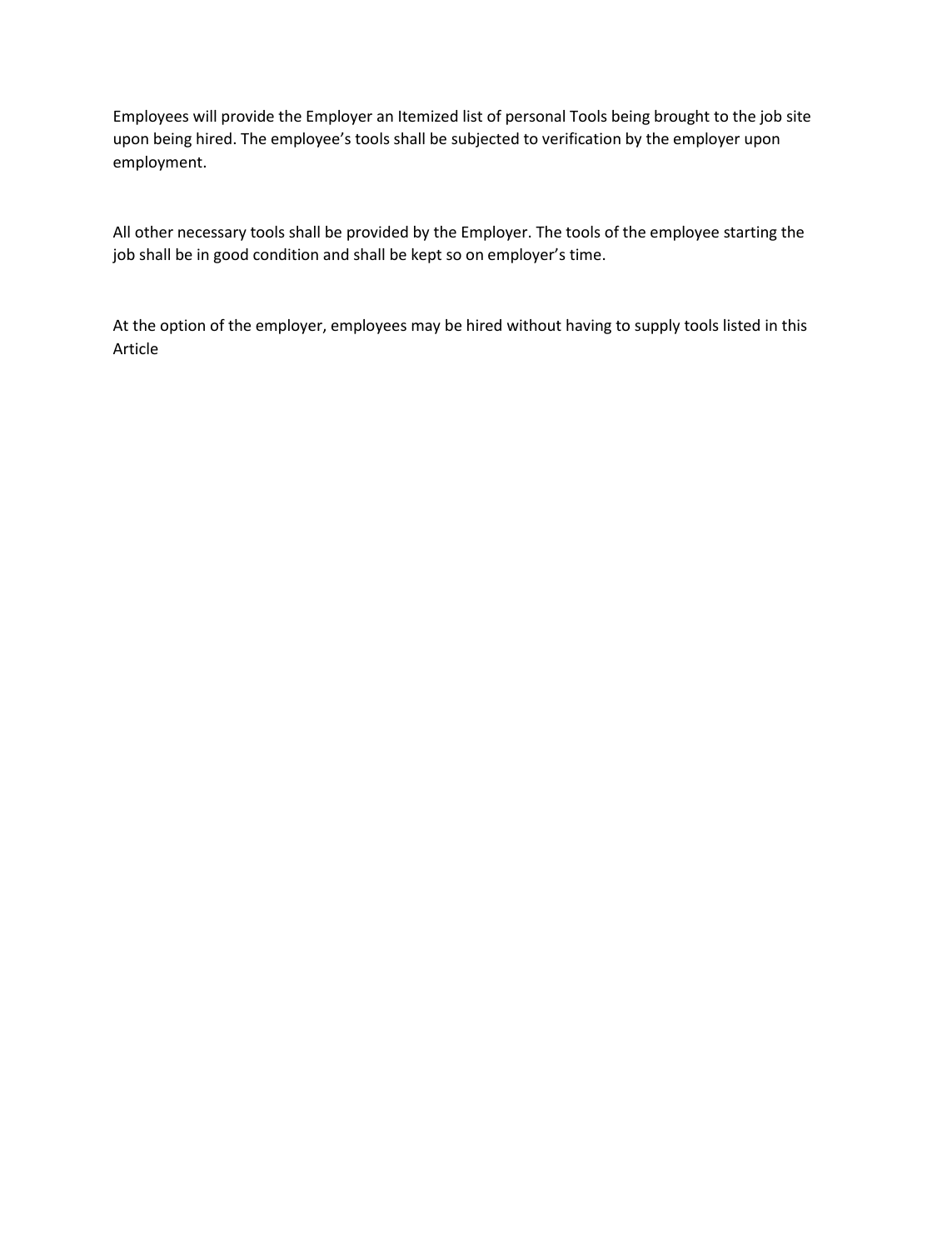Employees will provide the Employer an Itemized list of personal Tools being brought to the job site upon being hired. The employee's tools shall be subjected to verification by the employer upon employment.

All other necessary tools shall be provided by the Employer. The tools of the employee starting the job shall be in good condition and shall be kept so on employer's time.

At the option of the employer, employees may be hired without having to supply tools listed in this Article